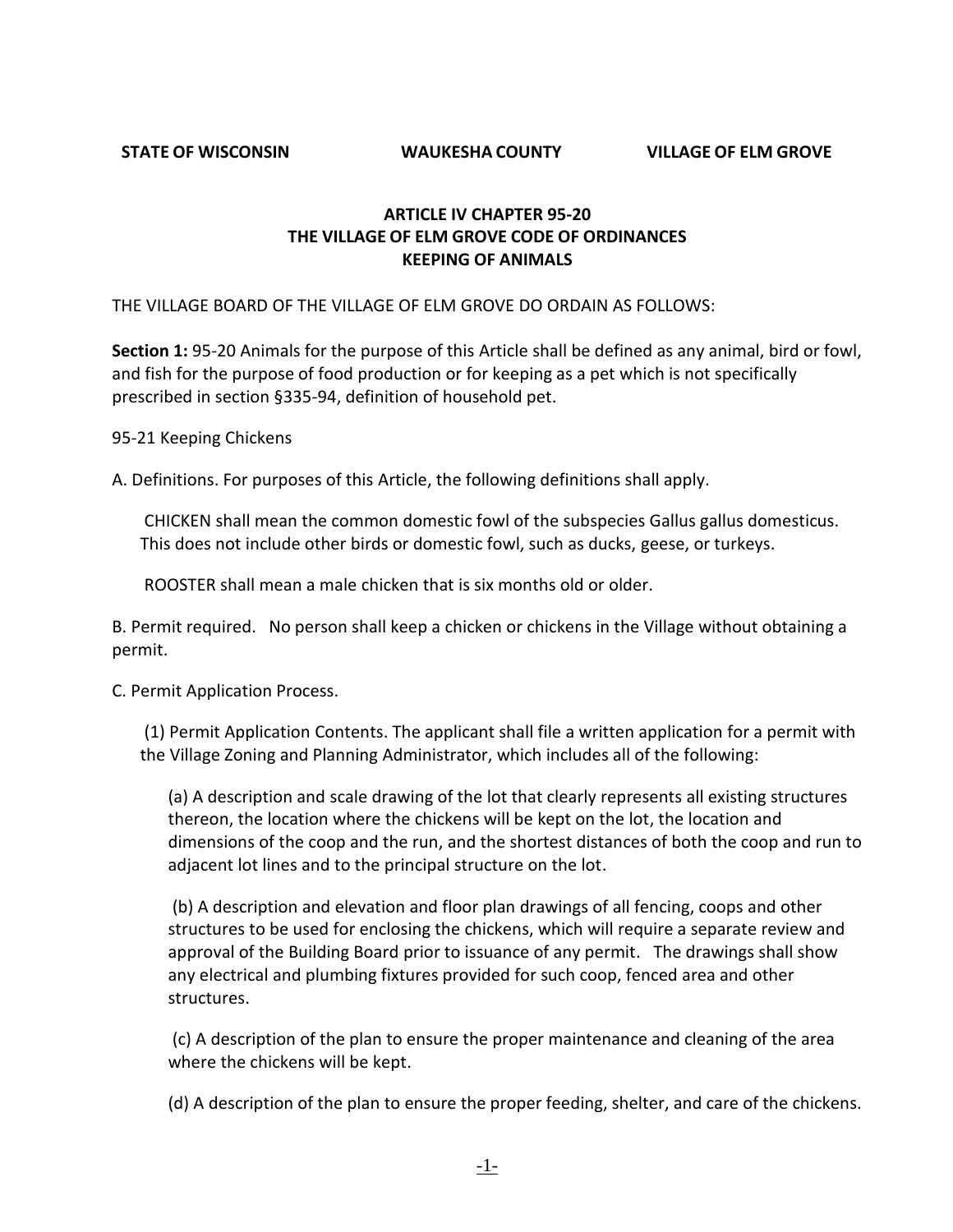**STATE OF WISCONSIN WAUKESHA COUNTY VILLAGE OF ELM GROVE**

## ARTICLE IV CHAPTER 95-20
## THE VILLAGE OF ELM GROVE CODE OF ORDINANCES
## KEEPING OF ANIMALS

THE VILLAGE BOARD OF THE VILLAGE OF ELM GROVE DO ORDAIN AS FOLLOWS:

**Section 1:** 95-20 Animals for the purpose of this Article shall be defined as any animal, bird or fowl, and fish for the purpose of food production or for keeping as a pet which is not specifically prescribed in section §335-94, definition of household pet.

95-21 Keeping Chickens

A. Definitions. For purposes of this Article, the following definitions shall apply.

CHICKEN shall mean the common domestic fowl of the subspecies Gallus gallus domesticus. This does not include other birds or domestic fowl, such as ducks, geese, or turkeys.

ROOSTER shall mean a male chicken that is six months old or older.

B. Permit required. No person shall keep a chicken or chickens in the Village without obtaining a permit.

C. Permit Application Process.

(1) Permit Application Contents. The applicant shall file a written application for a permit with the Village Zoning and Planning Administrator, which includes all of the following:

(a) A description and scale drawing of the lot that clearly represents all existing structures thereon, the location where the chickens will be kept on the lot, the location and dimensions of the coop and the run, and the shortest distances of both the coop and run to adjacent lot lines and to the principal structure on the lot.

(b) A description and elevation and floor plan drawings of all fencing, coops and other structures to be used for enclosing the chickens, which will require a separate review and approval of the Building Board prior to issuance of any permit. The drawings shall show any electrical and plumbing fixtures provided for such coop, fenced area and other structures.

(c) A description of the plan to ensure the proper maintenance and cleaning of the area where the chickens will be kept.

(d) A description of the plan to ensure the proper feeding, shelter, and care of the chickens.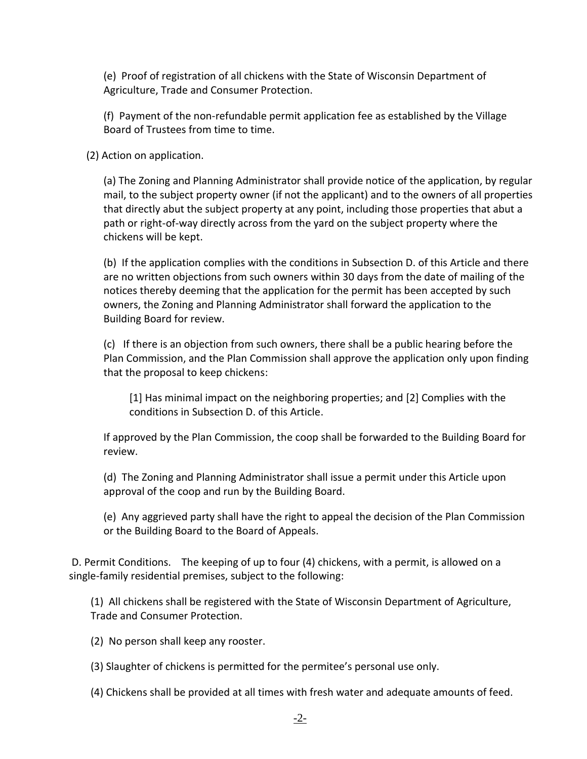(e) Proof of registration of all chickens with the State of Wisconsin Department of Agriculture, Trade and Consumer Protection.

(f) Payment of the non-refundable permit application fee as established by the Village Board of Trustees from time to time.

(2) Action on application.

(a) The Zoning and Planning Administrator shall provide notice of the application, by regular mail, to the subject property owner (if not the applicant) and to the owners of all properties that directly abut the subject property at any point, including those properties that abut a path or right-of-way directly across from the yard on the subject property where the chickens will be kept.

(b) If the application complies with the conditions in Subsection D. of this Article and there are no written objections from such owners within 30 days from the date of mailing of the notices thereby deeming that the application for the permit has been accepted by such owners, the Zoning and Planning Administrator shall forward the application to the Building Board for review.

(c) If there is an objection from such owners, there shall be a public hearing before the Plan Commission, and the Plan Commission shall approve the application only upon finding that the proposal to keep chickens:

[1] Has minimal impact on the neighboring properties; and [2] Complies with the conditions in Subsection D. of this Article.

If approved by the Plan Commission, the coop shall be forwarded to the Building Board for review.

(d) The Zoning and Planning Administrator shall issue a permit under this Article upon approval of the coop and run by the Building Board.

(e) Any aggrieved party shall have the right to appeal the decision of the Plan Commission or the Building Board to the Board of Appeals.

D. Permit Conditions. The keeping of up to four (4) chickens, with a permit, is allowed on a single-family residential premises, subject to the following:

(1) All chickens shall be registered with the State of Wisconsin Department of Agriculture, Trade and Consumer Protection.

(2) No person shall keep any rooster.

(3) Slaughter of chickens is permitted for the permitee's personal use only.

(4) Chickens shall be provided at all times with fresh water and adequate amounts of feed.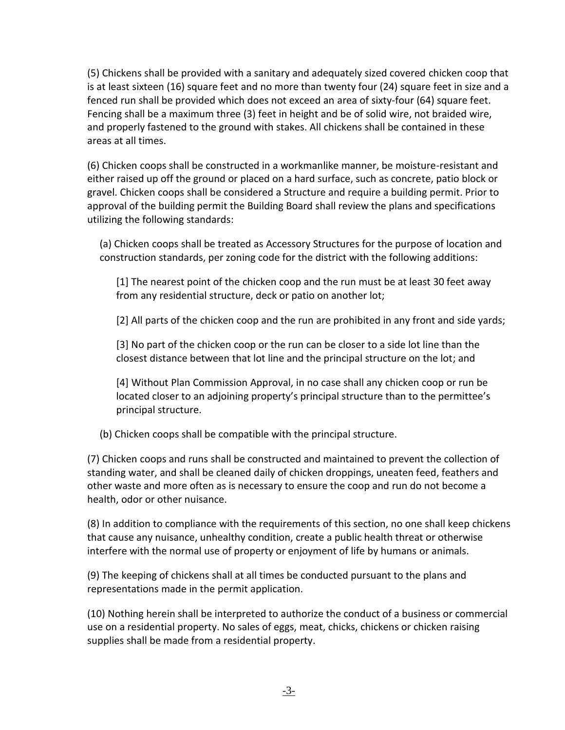(5) Chickens shall be provided with a sanitary and adequately sized covered chicken coop that is at least sixteen (16) square feet and no more than twenty four (24) square feet in size and a fenced run shall be provided which does not exceed an area of sixty-four (64) square feet. Fencing shall be a maximum three (3) feet in height and be of solid wire, not braided wire, and properly fastened to the ground with stakes. All chickens shall be contained in these areas at all times.

(6) Chicken coops shall be constructed in a workmanlike manner, be moisture-resistant and either raised up off the ground or placed on a hard surface, such as concrete, patio block or gravel. Chicken coops shall be considered a Structure and require a building permit. Prior to approval of the building permit the Building Board shall review the plans and specifications utilizing the following standards:

(a) Chicken coops shall be treated as Accessory Structures for the purpose of location and construction standards, per zoning code for the district with the following additions:

[1] The nearest point of the chicken coop and the run must be at least 30 feet away from any residential structure, deck or patio on another lot;

[2] All parts of the chicken coop and the run are prohibited in any front and side yards;

[3] No part of the chicken coop or the run can be closer to a side lot line than the closest distance between that lot line and the principal structure on the lot; and

[4] Without Plan Commission Approval, in no case shall any chicken coop or run be located closer to an adjoining property's principal structure than to the permittee's principal structure.

(b) Chicken coops shall be compatible with the principal structure.

(7) Chicken coops and runs shall be constructed and maintained to prevent the collection of standing water, and shall be cleaned daily of chicken droppings, uneaten feed, feathers and other waste and more often as is necessary to ensure the coop and run do not become a health, odor or other nuisance.

(8) In addition to compliance with the requirements of this section, no one shall keep chickens that cause any nuisance, unhealthy condition, create a public health threat or otherwise interfere with the normal use of property or enjoyment of life by humans or animals.

(9) The keeping of chickens shall at all times be conducted pursuant to the plans and representations made in the permit application.

(10) Nothing herein shall be interpreted to authorize the conduct of a business or commercial use on a residential property. No sales of eggs, meat, chicks, chickens or chicken raising supplies shall be made from a residential property.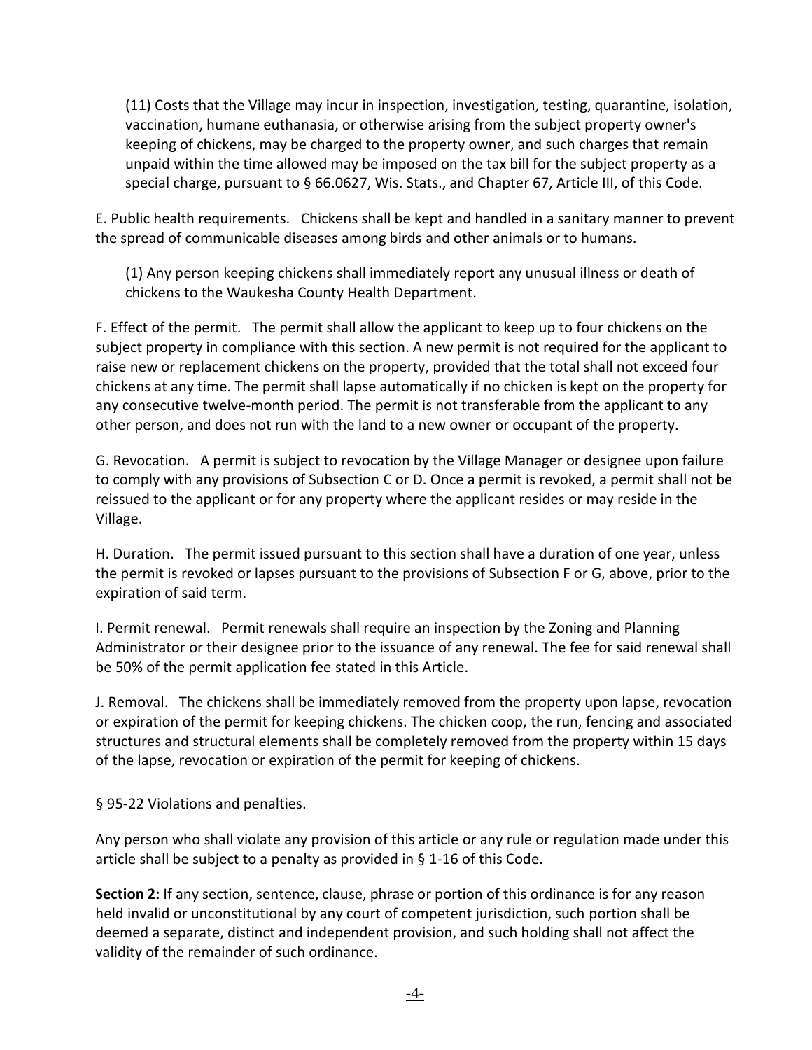(11) Costs that the Village may incur in inspection, investigation, testing, quarantine, isolation, vaccination, humane euthanasia, or otherwise arising from the subject property owner's keeping of chickens, may be charged to the property owner, and such charges that remain unpaid within the time allowed may be imposed on the tax bill for the subject property as a special charge, pursuant to § 66.0627, Wis. Stats., and Chapter 67, Article III, of this Code.

E. Public health requirements. Chickens shall be kept and handled in a sanitary manner to prevent the spread of communicable diseases among birds and other animals or to humans.

(1) Any person keeping chickens shall immediately report any unusual illness or death of chickens to the Waukesha County Health Department.

F. Effect of the permit. The permit shall allow the applicant to keep up to four chickens on the subject property in compliance with this section. A new permit is not required for the applicant to raise new or replacement chickens on the property, provided that the total shall not exceed four chickens at any time. The permit shall lapse automatically if no chicken is kept on the property for any consecutive twelve-month period. The permit is not transferable from the applicant to any other person, and does not run with the land to a new owner or occupant of the property.

G. Revocation. A permit is subject to revocation by the Village Manager or designee upon failure to comply with any provisions of Subsection C or D. Once a permit is revoked, a permit shall not be reissued to the applicant or for any property where the applicant resides or may reside in the Village.

H. Duration. The permit issued pursuant to this section shall have a duration of one year, unless the permit is revoked or lapses pursuant to the provisions of Subsection F or G, above, prior to the expiration of said term.

I. Permit renewal. Permit renewals shall require an inspection by the Zoning and Planning Administrator or their designee prior to the issuance of any renewal. The fee for said renewal shall be 50% of the permit application fee stated in this Article.

J. Removal. The chickens shall be immediately removed from the property upon lapse, revocation or expiration of the permit for keeping chickens. The chicken coop, the run, fencing and associated structures and structural elements shall be completely removed from the property within 15 days of the lapse, revocation or expiration of the permit for keeping of chickens.

§ 95-22 Violations and penalties.

Any person who shall violate any provision of this article or any rule or regulation made under this article shall be subject to a penalty as provided in § 1-16 of this Code.

**Section 2:** If any section, sentence, clause, phrase or portion of this ordinance is for any reason held invalid or unconstitutional by any court of competent jurisdiction, such portion shall be deemed a separate, distinct and independent provision, and such holding shall not affect the validity of the remainder of such ordinance.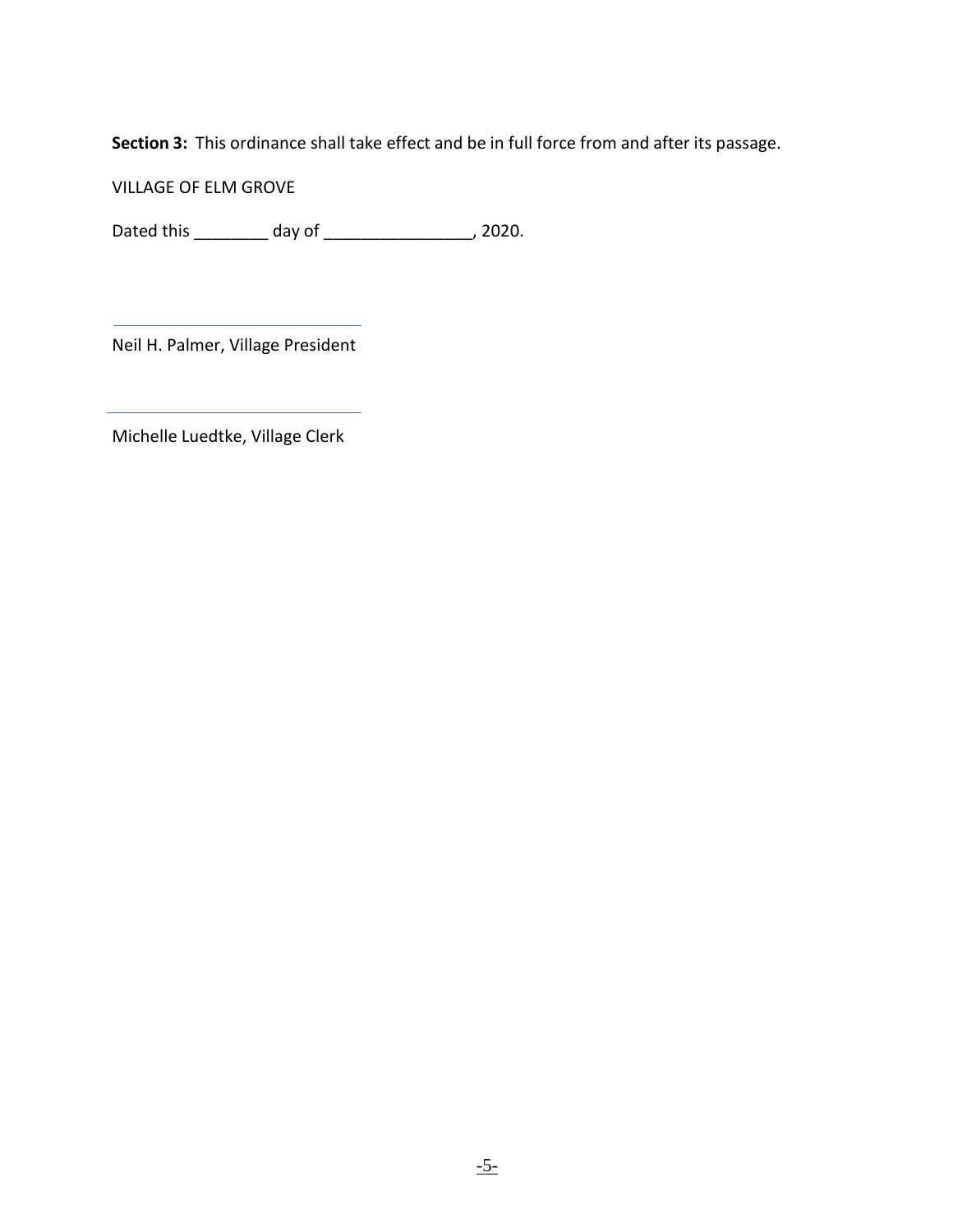**Section 3:** This ordinance shall take effect and be in full force from and after its passage.

VILLAGE OF ELM GROVE

Dated this ________ day of ________________, 2020.

______________________________
Neil H. Palmer, Village President

______________________________
Michelle Luedtke, Village Clerk